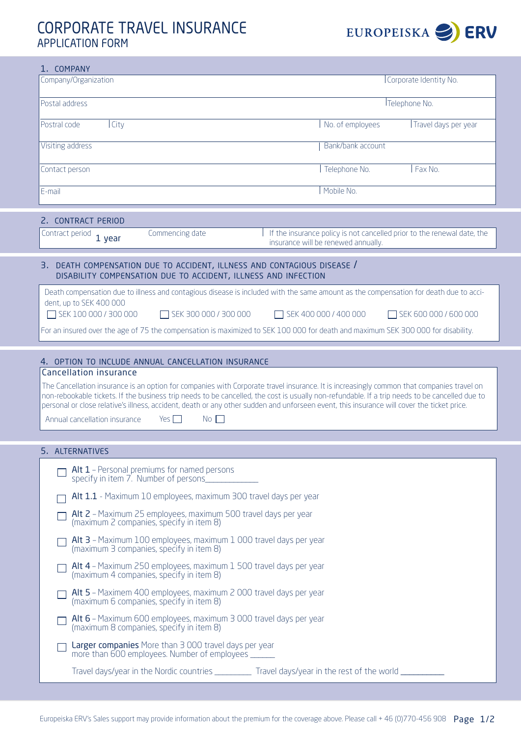# CORPORATE TRAVEL INSURANCE

## APPLICATION FORM

EUROPEISKA ERV

### 1. COMPANY

| Company/Organization | | Corporate Identity No. | |
|---|---|---|---|
| Postal address | | Telephone No. | |
| Postal code | City | No. of employees | Travel days per year |
| Visiting address | | Bank/bank account | |
| Contact person | | Telephone No. | Fax No. |
| E-mail | | Mobile No. | |

### 2. CONTRACT PERIOD

| Contract period 1 year | Commencing date | If the insurance policy is not cancelled prior to the renewal date, the insurance will be renewed annually. |
|---|---|---|

### 3. DEATH COMPENSATION DUE TO ACCIDENT, ILLNESS AND CONTAGIOUS DISEASE / DISABILITY COMPENSATION DUE TO ACCIDENT, ILLNESS AND INFECTION

Death compensation due to illness and contagious disease is included with the same amount as the compensation for death due to accident, up to SEK 400 000

☐ SEK 100 000 / 300 000 ☐ SEK 300 000 / 300 000 ☐ SEK 400 000 / 400 000 ☐ SEK 600 000 / 600 000

For an insured over the age of 75 the compensation is maximized to SEK 100 000 for death and maximum SEK 300 000 for disability.

### 4. OPTION TO INCLUDE ANNUAL CANCELLATION INSURANCE

**Cancellation insurance**

The Cancellation insurance is an option for companies with Corporate travel insurance. It is increasingly common that companies travel on non-rebookable tickets. If the business trip needs to be cancelled, the cost is usually non-refundable. If a trip needs to be cancelled due to personal or close relative's illness, accident, death or any other sudden and unforseen event, this insurance will cover the ticket price.

Annual cancellation insurance Yes ☐ No ☐

### 5. ALTERNATIVES

- ☐ **Alt 1** – Personal premiums for named persons specify in item 7. Number of persons____________
- ☐ **Alt 1.1** - Maximum 10 employees, maximum 300 travel days per year
- ☐ **Alt 2** – Maximum 25 employees, maximum 500 travel days per year (maximum 2 companies, specify in item 8)
- ☐ **Alt 3** – Maximum 100 employees, maximum 1 000 travel days per year (maximum 3 companies, specify in item 8)
- ☐ **Alt 4** – Maximum 250 employees, maximum 1 500 travel days per year (maximum 4 companies, specify in item 8)
- ☐ **Alt 5** – Maximem 400 employees, maximum 2 000 travel days per year (maximum 6 companies, specify in item 8)
- ☐ **Alt 6** – Maximum 600 employees, maximum 3 000 travel days per year (maximum 8 companies, specify in item 8)
- ☐ **Larger companies** More than 3 000 travel days per year more than 600 employees. Number of employees ______

Travel days/year in the Nordic countries _________ Travel days/year in the rest of the world __________

Europeiska ERV's Sales support may provide information about the premium for the coverage above. Please call + 46 (0)770-456 908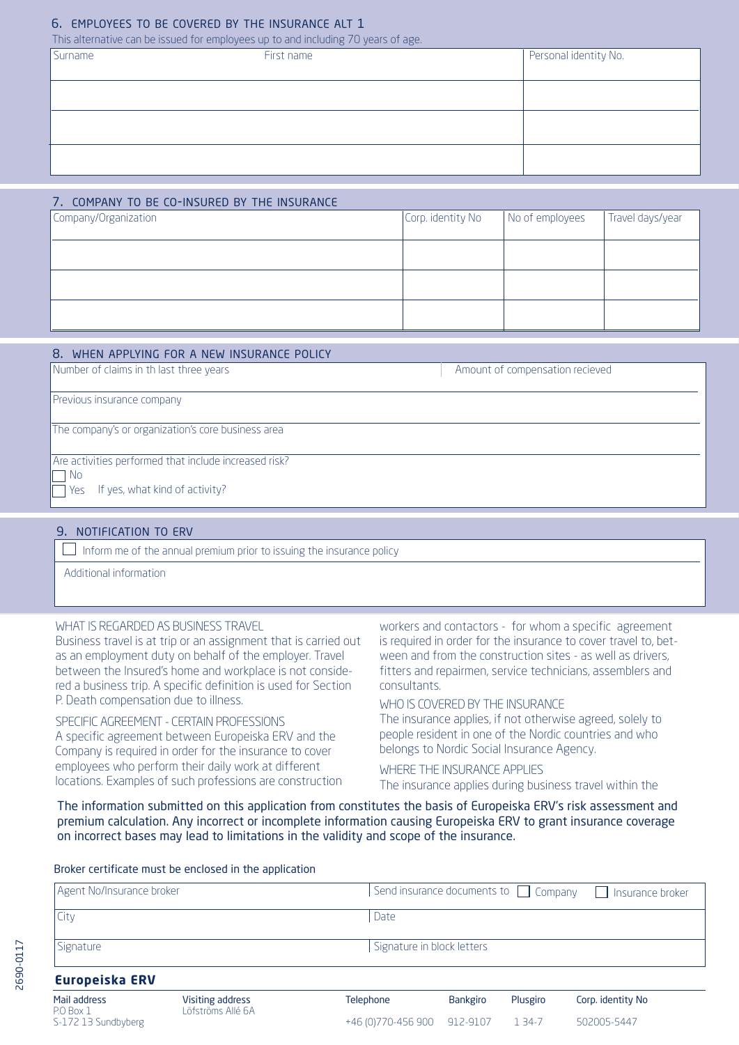## 6. EMPLOYEES TO BE COVERED BY THE INSURANCE ALT 1

This alternative can be issued for employees up to and including 70 years of age.

| Surname | First name | Personal identity No. |
|---|---|---|
| | | |
| | | |
| | | |

## 7. COMPANY TO BE CO-INSURED BY THE INSURANCE

| Company/Organization | Corp. identity No | No of employees | Travel days/year |
|---|---|---|---|
| | | | |
| | | | |
| | | | |

## 8. WHEN APPLYING FOR A NEW INSURANCE POLICY

Number of claims in th last three years

Amount of compensation recieved

Previous insurance company

The company's or organization's core business area

Are activities performed that include increased risk?

☐ No

☐ Yes If yes, what kind of activity?

## 9. NOTIFICATION TO ERV

☐ Inform me of the annual premium prior to issuing the insurance policy

Additional information

WHAT IS REGARDED AS BUSINESS TRAVEL
Business travel is at trip or an assignment that is carried out as an employment duty on behalf of the employer. Travel between the Insured's home and workplace is not considered a business trip. A specific definition is used for Section P. Death compensation due to illness.

SPECIFIC AGREEMENT - CERTAIN PROFESSIONS
A specific agreement between Europeiska ERV and the Company is required in order for the insurance to cover employees who perform their daily work at different locations. Examples of such professions are construction workers and contactors - for whom a specific agreement is required in order for the insurance to cover travel to, between and from the construction sites - as well as drivers, fitters and repairmen, service technicians, assemblers and consultants.

WHO IS COVERED BY THE INSURANCE
The insurance applies, if not otherwise agreed, solely to people resident in one of the Nordic countries and who belongs to Nordic Social Insurance Agency.

WHERE THE INSURANCE APPLIES
The insurance applies during business travel within the

The information submitted on this application from constitutes the basis of Europeiska ERV's risk assessment and premium calculation. Any incorrect or incomplete information causing Europeiska ERV to grant insurance coverage on incorrect bases may lead to limitations in the validity and scope of the insurance.

Broker certificate must be enclosed in the application

| Agent No/Insurance broker | Send insurance documents to ☐ Company ☐ Insurance broker |
|---|---|
| City | Date |
| Signature | Signature in block letters |

2690-0117

**Europeiska ERV**

| Mail address | Visiting address | Telephone | Bankgiro | Plusgiro | Corp. identity No |
|---|---|---|---|---|---|
| P.O Box 1<br>S-172 13 Sundbyberg | Löfströms Allé 6A | +46 (0)770-456 900 | 912-9107 | 1 34-7 | 502005-5447 |